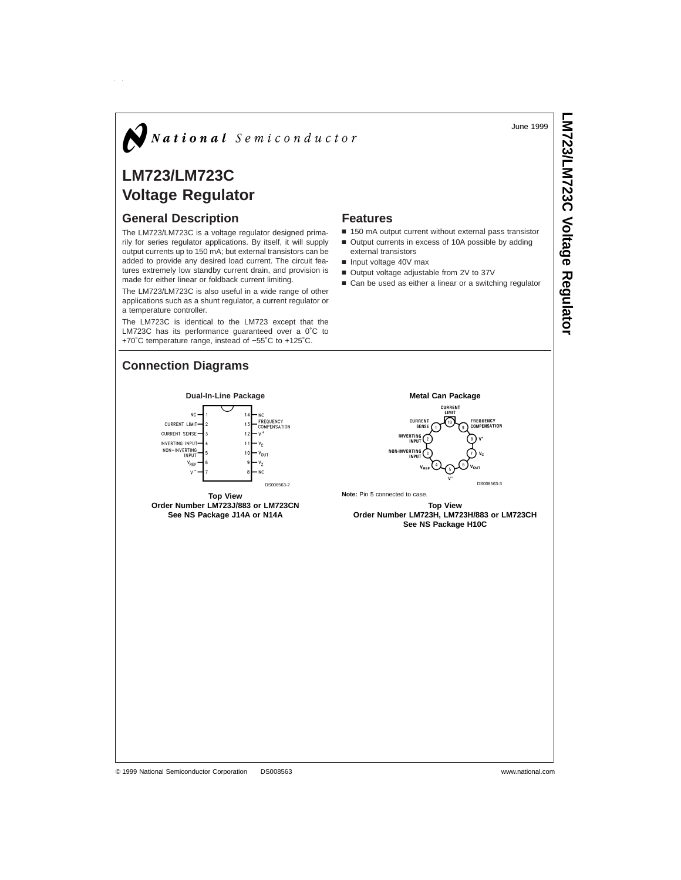National Semiconductor

June 1999

# LM723/LM723C Voltage Regulator

## General Description

The LM723/LM723C is a voltage regulator designed primarily for series regulator applications. By itself, it will supply output currents up to 150 mA; but external transistors can be added to provide any desired load current. The circuit features extremely low standby current drain, and provision is made for either linear or foldback current limiting.

The LM723/LM723C is also useful in a wide range of other applications such as a shunt regulator, a current regulator or a temperature controller.

The LM723C is identical to the LM723 except that the LM723C has its performance guaranteed over a 0˚C to +70˚C temperature range, instead of −55˚C to +125˚C.

## Features

- 150 mA output current without external pass transistor
- Output currents in excess of 10A possible by adding external transistors
- Input voltage 40V max
- Output voltage adjustable from 2V to 37V
- Can be used as either a linear or a switching regulator

## Connection Diagrams

**Dual-In-Line Package**

| Pin | Function | Pin | Function |
|---|---|---|---|
| 1 | NC | 14 | NC |
| 2 | CURRENT LIMIT | 13 | FREQUENCY COMPENSATION |
| 3 | CURRENT SENSE | 12 | $V^+$ |
| 4 | INVERTING INPUT | 11 | $V_C$ |
| 5 | NON-INVERTING INPUT | 10 | $V_{OUT}$ |
| 6 | $V_{REF}$ | 9 | $V_Z$ |
| 7 | $V^-$ | 8 | NC |

DS008563-2

**Top View**
**Order Number LM723J/883 or LM723CN**
**See NS Package J14A or N14A**

**Metal Can Package**

| Pin | Function |
|---|---|
| 1 | CURRENT SENSE |
| 2 | INVERTING INPUT |
| 3 | NON-INVERTING INPUT |
| 4 | $V_{REF}$ |
| 5 | $V^-$ |
| 6 | $V_{OUT}$ |
| 7 | $V_C$ |
| 8 | $V^+$ |
| 9 | FREQUENCY COMPENSATION |
| 10 | CURRENT LIMIT |

DS008563-3

**Note:** Pin 5 connected to case.

**Top View**
**Order Number LM723H, LM723H/883 or LM723CH**
**See NS Package H10C**

© 1999 National Semiconductor Corporation DS008563 www.national.com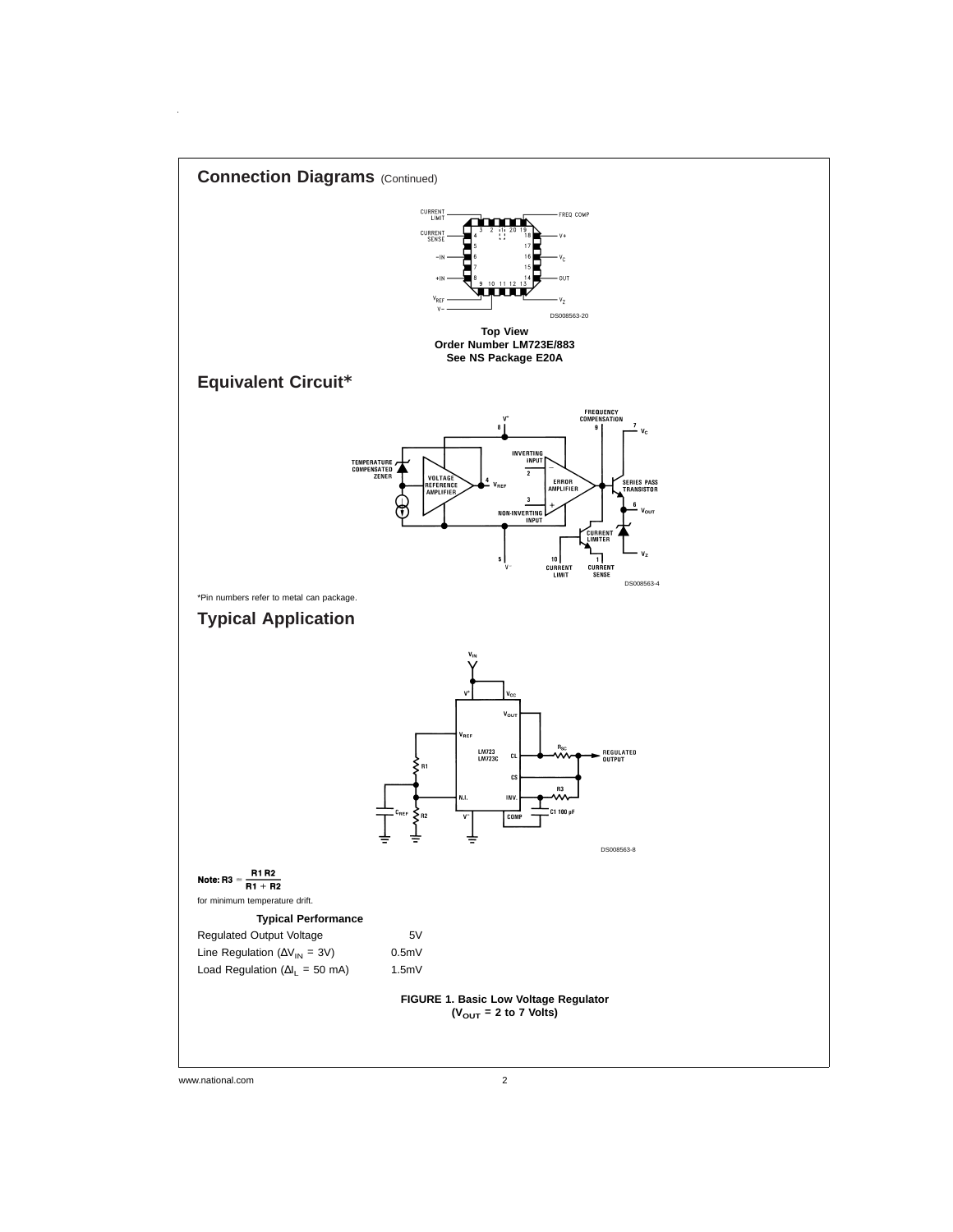## Connection Diagrams (Continued)

DS008563-20

**Top View**
**Order Number LM723E/883**
**See NS Package E20A**

## Equivalent Circuit*

DS008563-4

*Pin numbers refer to metal can package.

## Typical Application

DS008563-8

**Note:** $R3 = \frac{R1\,R2}{R1 + R2}$

for minimum temperature drift.

| Typical Performance | |
|---|---|
| Regulated Output Voltage | 5V |
| Line Regulation ($\Delta V_{IN}$ = 3V) | 0.5mV |
| Load Regulation ($\Delta I_L$ = 50 mA) | 1.5mV |

**FIGURE 1. Basic Low Voltage Regulator ($V_{OUT}$ = 2 to 7 Volts)**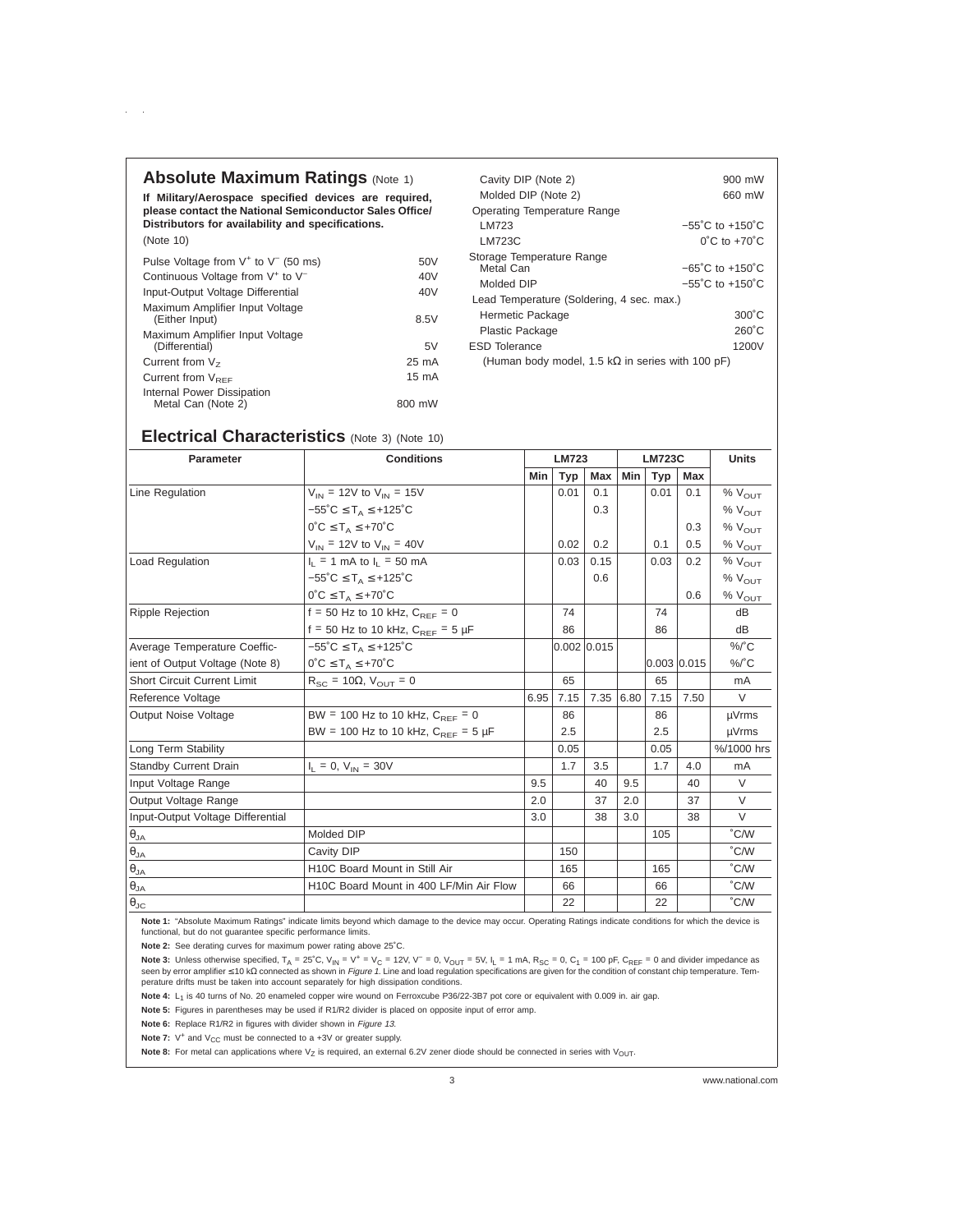## Absolute Maximum Ratings (Note 1)

**If Military/Aerospace specified devices are required, please contact the National Semiconductor Sales Office/ Distributors for availability and specifications.**

(Note 10)

| | |
|---|---|
| Pulse Voltage from $V^+$ to $V^-$ (50 ms) | 50V |
| Continuous Voltage from $V^+$ to $V^-$ | 40V |
| Input-Output Voltage Differential | 40V |
| Maximum Amplifier Input Voltage (Either Input) | 8.5V |
| Maximum Amplifier Input Voltage (Differential) | 5V |
| Current from $V_Z$ | 25 mA |
| Current from $V_{REF}$ | 15 mA |
| Internal Power Dissipation Metal Can (Note 2) | 800 mW |
| Cavity DIP (Note 2) | 900 mW |
| Molded DIP (Note 2) | 660 mW |
| Operating Temperature Range | |
| LM723 | −55˚C to +150˚C |
| LM723C | 0˚C to +70˚C |
| Storage Temperature Range Metal Can | −65˚C to +150˚C |
| Molded DIP | −55˚C to +150˚C |
| Lead Temperature (Soldering, 4 sec. max.) | |
| Hermetic Package | 300˚C |
| Plastic Package | 260˚C |
| ESD Tolerance | 1200V |
| (Human body model, 1.5 kΩ in series with 100 pF) | |

## Electrical Characteristics (Note 3) (Note 10)

| Parameter | Conditions | LM723 | | | LM723C | | | Units |
|---|---|---|---|---|---|---|---|---|
| | | Min | Typ | Max | Min | Typ | Max | |
| Line Regulation | $V_{IN}$ = 12V to $V_{IN}$ = 15V | | 0.01 | 0.1 | | 0.01 | 0.1 | % $V_{OUT}$ |
| | −55˚C ≤ $T_A$ ≤ +125˚C | | | 0.3 | | | | % $V_{OUT}$ |
| | 0˚C ≤ $T_A$ ≤ +70˚C | | | | | | 0.3 | % $V_{OUT}$ |
| | $V_{IN}$ = 12V to $V_{IN}$ = 40V | | 0.02 | 0.2 | | 0.1 | 0.5 | % $V_{OUT}$ |
| Load Regulation | $I_L$ = 1 mA to $I_L$ = 50 mA | | 0.03 | 0.15 | | 0.03 | 0.2 | % $V_{OUT}$ |
| | −55˚C ≤ $T_A$ ≤ +125˚C | | | 0.6 | | | | % $V_{OUT}$ |
| | 0˚C ≤ $T_A$ ≤ +70˚C | | | | | | 0.6 | % $V_{OUT}$ |
| Ripple Rejection | f = 50 Hz to 10 kHz, $C_{REF}$ = 0 | | 74 | | | 74 | | dB |
| | f = 50 Hz to 10 kHz, $C_{REF}$ = 5 µF | | 86 | | | 86 | | dB |
| Average Temperature Coefficient of Output Voltage (Note 8) | −55˚C ≤ $T_A$ ≤ +125˚C | | 0.002 | 0.015 | | | | %/˚C |
| | 0˚C ≤ $T_A$ ≤ +70˚C | | | | | 0.003 | 0.015 | %/˚C |
| Short Circuit Current Limit | $R_{SC}$ = 10Ω, $V_{OUT}$ = 0 | | 65 | | | 65 | | mA |
| Reference Voltage | | 6.95 | 7.15 | 7.35 | 6.80 | 7.15 | 7.50 | V |
| Output Noise Voltage | BW = 100 Hz to 10 kHz, $C_{REF}$ = 0 | | 86 | | | 86 | | µVrms |
| | BW = 100 Hz to 10 kHz, $C_{REF}$ = 5 µF | | 2.5 | | | 2.5 | | µVrms |
| Long Term Stability | | | 0.05 | | | 0.05 | | %/1000 hrs |
| Standby Current Drain | $I_L$ = 0, $V_{IN}$ = 30V | | 1.7 | 3.5 | | 1.7 | 4.0 | mA |
| Input Voltage Range | | 9.5 | | 40 | 9.5 | | 40 | V |
| Output Voltage Range | | 2.0 | | 37 | 2.0 | | 37 | V |
| Input-Output Voltage Differential | | 3.0 | | 38 | 3.0 | | 38 | V |
| $\theta_{JA}$ | Molded DIP | | | | | 105 | | ˚C/W |
| $\theta_{JA}$ | Cavity DIP | | 150 | | | | | ˚C/W |
| $\theta_{JA}$ | H10C Board Mount in Still Air | | 165 | | | 165 | | ˚C/W |
| $\theta_{JA}$ | H10C Board Mount in 400 LF/Min Air Flow | | 66 | | | 66 | | ˚C/W |
| $\theta_{JC}$ | | | 22 | | | 22 | | ˚C/W |

**Note 1:** "Absolute Maximum Ratings" indicate limits beyond which damage to the device may occur. Operating Ratings indicate conditions for which the device is functional, but do not guarantee specific performance limits.

**Note 2:** See derating curves for maximum power rating above 25˚C.

**Note 3:** Unless otherwise specified, $T_A$ = 25˚C, $V_{IN}$ = $V^+$ = $V_C$ = 12V, $V^-$ = 0, $V_{OUT}$ = 5V, $I_L$ = 1 mA, $R_{SC}$ = 0, $C_1$ = 100 pF, $C_{REF}$ = 0 and divider impedance as seen by error amplifier ≤10 kΩ connected as shown in *Figure 1*. Line and load regulation specifications are given for the condition of constant chip temperature. Temperature drifts must be taken into account separately for high dissipation conditions.

**Note 4:** $L_1$ is 40 turns of No. 20 enameled copper wire wound on Ferroxcube P36/22-3B7 pot core or equivalent with 0.009 in. air gap.

**Note 5:** Figures in parentheses may be used if R1/R2 divider is placed on opposite input of error amp.

**Note 6:** Replace R1/R2 in figures with divider shown in *Figure 13*.

**Note 7:** $V^+$ and $V_{CC}$ must be connected to a +3V or greater supply.

**Note 8:** For metal can applications where $V_Z$ is required, an external 6.2V zener diode should be connected in series with $V_{OUT}$.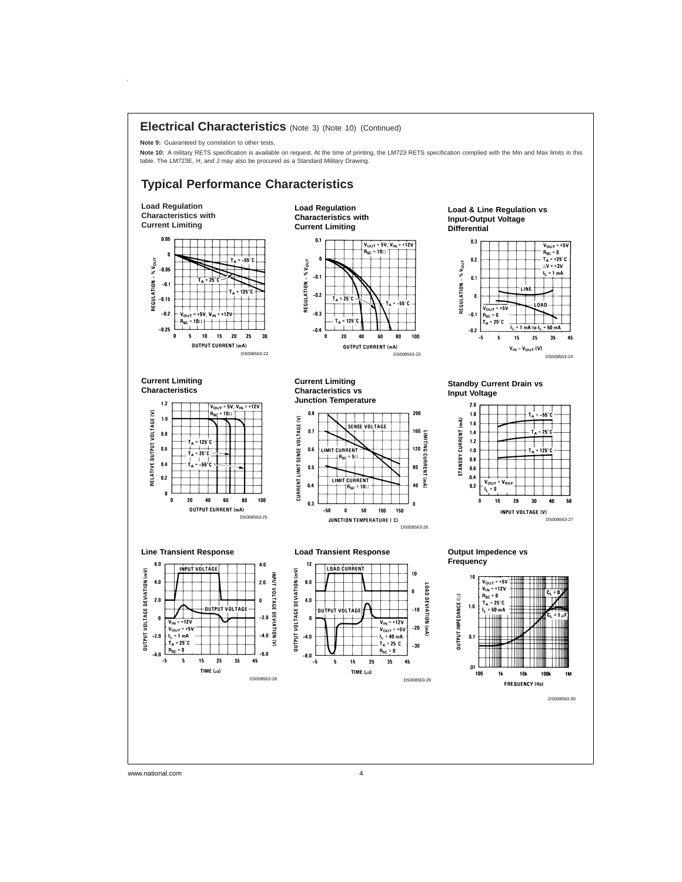## Electrical Characteristics (Note 3) (Note 10) (Continued)

**Note 9:** Guaranteed by correlation to other tests.

**Note 10:** A military RETS specification is available on request. At the time of printing, the LM723 RETS specification complied with the Min and Max limits in this table. The LM723E, H, and J may also be procured as a Standard Military Drawing.

## Typical Performance Characteristics

**Load Regulation Characteristics with Current Limiting**

DS008563-22

**Load Regulation Characteristics with Current Limiting**

DS008563-23

**Load & Line Regulation vs Input-Output Voltage Differential**

DS008563-24

**Current Limiting Characteristics**

DS008563-25

**Current Limiting Characteristics vs Junction Temperature**

DS008563-26

**Standby Current Drain vs Input Voltage**

DS008563-27

**Line Transient Response**

DS008563-28

**Load Transient Response**

DS008563-29

**Output Impedence vs Frequency**

DS008563-30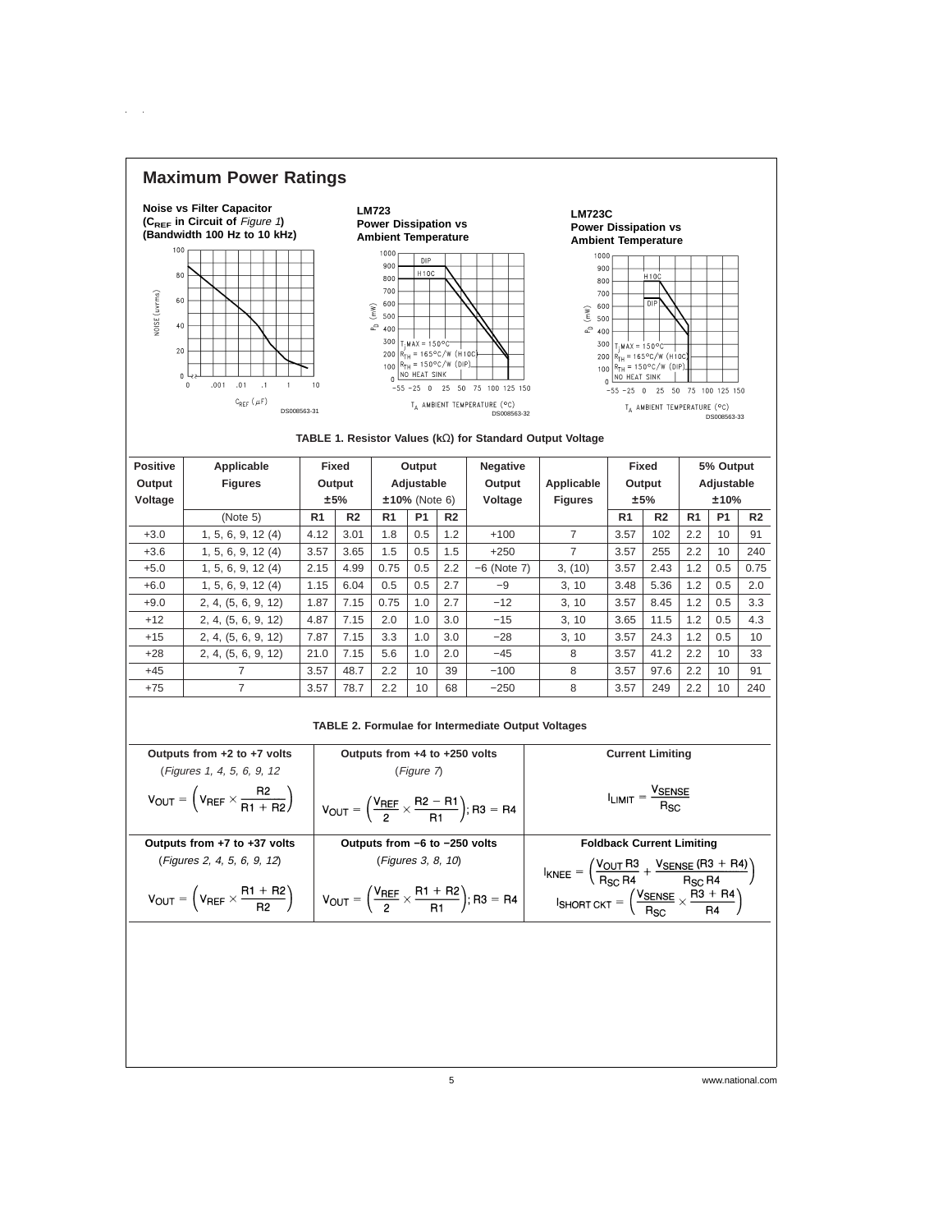## Maximum Power Ratings

**Noise vs Filter Capacitor ($C_{REF}$ in Circuit of *Figure 1*) (Bandwidth 100 Hz to 10 kHz)**

DS008563-31

**LM723 Power Dissipation vs Ambient Temperature**

DS008563-32

**LM723C Power Dissipation vs Ambient Temperature**

DS008563-33

**TABLE 1. Resistor Values (kΩ) for Standard Output Voltage**

| Positive Output Voltage | Applicable Figures | Fixed Output ±5% | | Output Adjustable ±10% (Note 6) | | | Negative Output Voltage | Applicable Figures | Fixed Output ±5% | | 5% Output Adjustable ±10% | | |
|---|---|---|---|---|---|---|---|---|---|---|---|---|---|
| | (Note 5) | R1 | R2 | R1 | P1 | R2 | | | R1 | R2 | R1 | P1 | R2 |
| +3.0 | 1, 5, 6, 9, 12 (4) | 4.12 | 3.01 | 1.8 | 0.5 | 1.2 | +100 | 7 | 3.57 | 102 | 2.2 | 10 | 91 |
| +3.6 | 1, 5, 6, 9, 12 (4) | 3.57 | 3.65 | 1.5 | 0.5 | 1.5 | +250 | 7 | 3.57 | 255 | 2.2 | 10 | 240 |
| +5.0 | 1, 5, 6, 9, 12 (4) | 2.15 | 4.99 | 0.75 | 0.5 | 2.2 | −6 (Note 7) | 3, (10) | 3.57 | 2.43 | 1.2 | 0.5 | 0.75 |
| +6.0 | 1, 5, 6, 9, 12 (4) | 1.15 | 6.04 | 0.5 | 0.5 | 2.7 | −9 | 3, 10 | 3.48 | 5.36 | 1.2 | 0.5 | 2.0 |
| +9.0 | 2, 4, (5, 6, 9, 12) | 1.87 | 7.15 | 0.75 | 1.0 | 2.7 | −12 | 3, 10 | 3.57 | 8.45 | 1.2 | 0.5 | 3.3 |
| +12 | 2, 4, (5, 6, 9, 12) | 4.87 | 7.15 | 2.0 | 1.0 | 3.0 | −15 | 3, 10 | 3.65 | 11.5 | 1.2 | 0.5 | 4.3 |
| +15 | 2, 4, (5, 6, 9, 12) | 7.87 | 7.15 | 3.3 | 1.0 | 3.0 | −28 | 3, 10 | 3.57 | 24.3 | 1.2 | 0.5 | 10 |
| +28 | 2, 4, (5, 6, 9, 12) | 21.0 | 7.15 | 5.6 | 1.0 | 2.0 | −45 | 8 | 3.57 | 41.2 | 2.2 | 10 | 33 |
| +45 | 7 | 3.57 | 48.7 | 2.2 | 10 | 39 | −100 | 8 | 3.57 | 97.6 | 2.2 | 10 | 91 |
| +75 | 7 | 3.57 | 78.7 | 2.2 | 10 | 68 | −250 | 8 | 3.57 | 249 | 2.2 | 10 | 240 |

**TABLE 2. Formulae for Intermediate Output Voltages**

| Outputs from +2 to +7 volts (*Figures 1, 4, 5, 6, 9, 12*) | Outputs from +4 to +250 volts (*Figure 7*) | Current Limiting |
|---|---|---|
| $V_{OUT} = \left(V_{REF} \times \frac{R2}{R1 + R2}\right)$ | $V_{OUT} = \left(\frac{V_{REF}}{2} \times \frac{R2 - R1}{R1}\right)$; $R3 = R4$ | $I_{LIMIT} = \frac{V_{SENSE}}{R_{SC}}$ |
| **Outputs from +7 to +37 volts** (*Figures 2, 4, 5, 6, 9, 12*) | **Outputs from −6 to −250 volts** (*Figures 3, 8, 10*) | **Foldback Current Limiting** |
| $V_{OUT} = \left(V_{REF} \times \frac{R1 + R2}{R2}\right)$ | $V_{OUT} = \left(\frac{V_{REF}}{2} \times \frac{R1 + R2}{R1}\right)$; $R3 = R4$ | $I_{KNEE} = \left(\frac{V_{OUT}\,R3}{R_{SC}\,R4} + \frac{V_{SENSE}\,(R3 + R4)}{R_{SC}\,R4}\right)$ <br> $I_{SHORT\,CKT} = \left(\frac{V_{SENSE}}{R_{SC}} \times \frac{R3 + R4}{R4}\right)$ |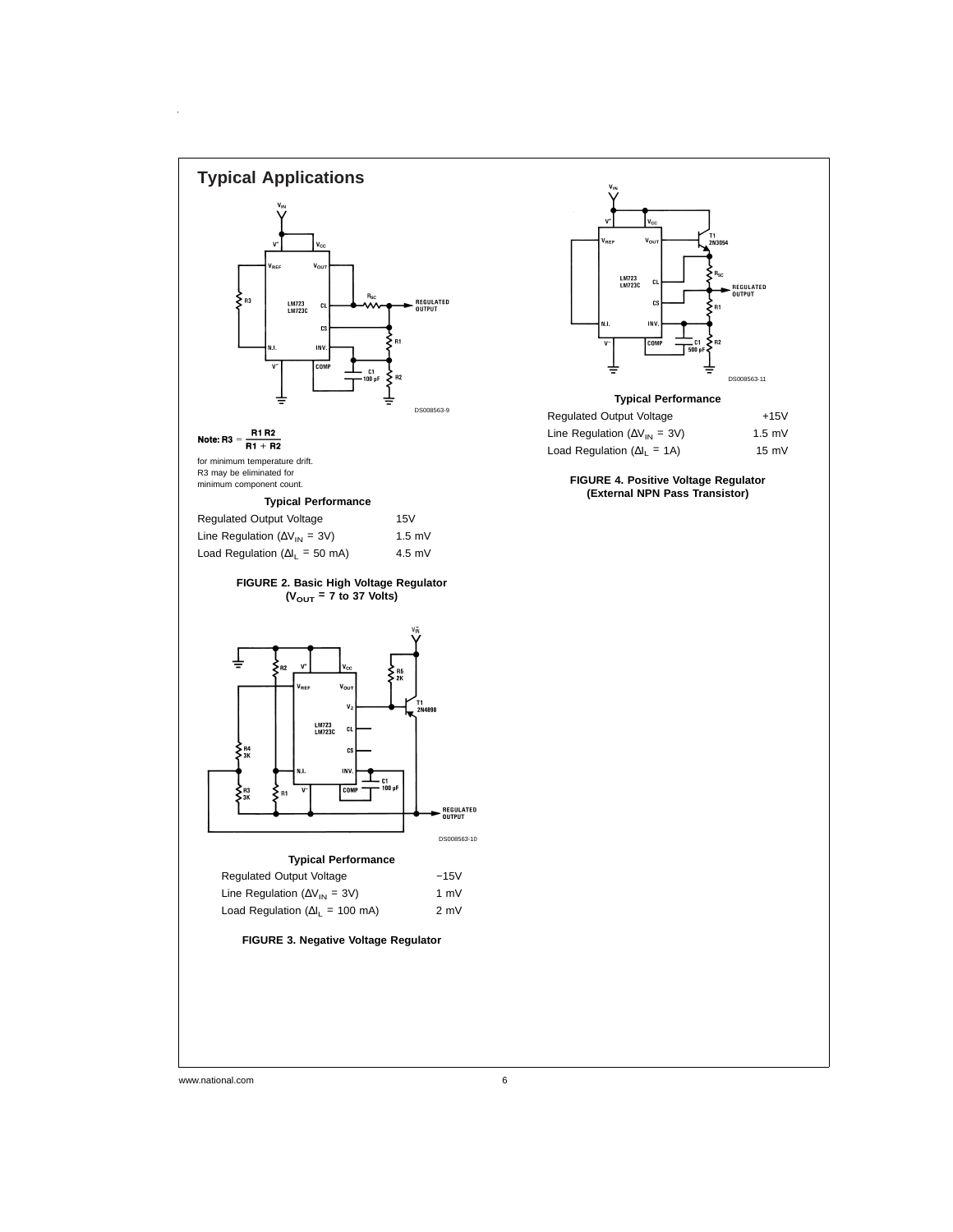## Typical Applications

Note: $R3 = \frac{R1\,R2}{R1 + R2}$

for minimum temperature drift.
R3 may be eliminated for minimum component count.

**Typical Performance**

| | |
|---|---|
| Regulated Output Voltage | 15V |
| Line Regulation ($\Delta V_{IN}$ = 3V) | 1.5 mV |
| Load Regulation ($\Delta I_L$ = 50 mA) | 4.5 mV |

**FIGURE 2. Basic High Voltage Regulator ($V_{OUT}$ = 7 to 37 Volts)**

**Typical Performance**

| | |
|---|---|
| Regulated Output Voltage | −15V |
| Line Regulation ($\Delta V_{IN}$ = 3V) | 1 mV |
| Load Regulation ($\Delta I_L$ = 100 mA) | 2 mV |

**FIGURE 3. Negative Voltage Regulator**

**Typical Performance**

| | |
|---|---|
| Regulated Output Voltage | +15V |
| Line Regulation ($\Delta V_{IN}$ = 3V) | 1.5 mV |
| Load Regulation ($\Delta I_L$ = 1A) | 15 mV |

**FIGURE 4. Positive Voltage Regulator (External NPN Pass Transistor)**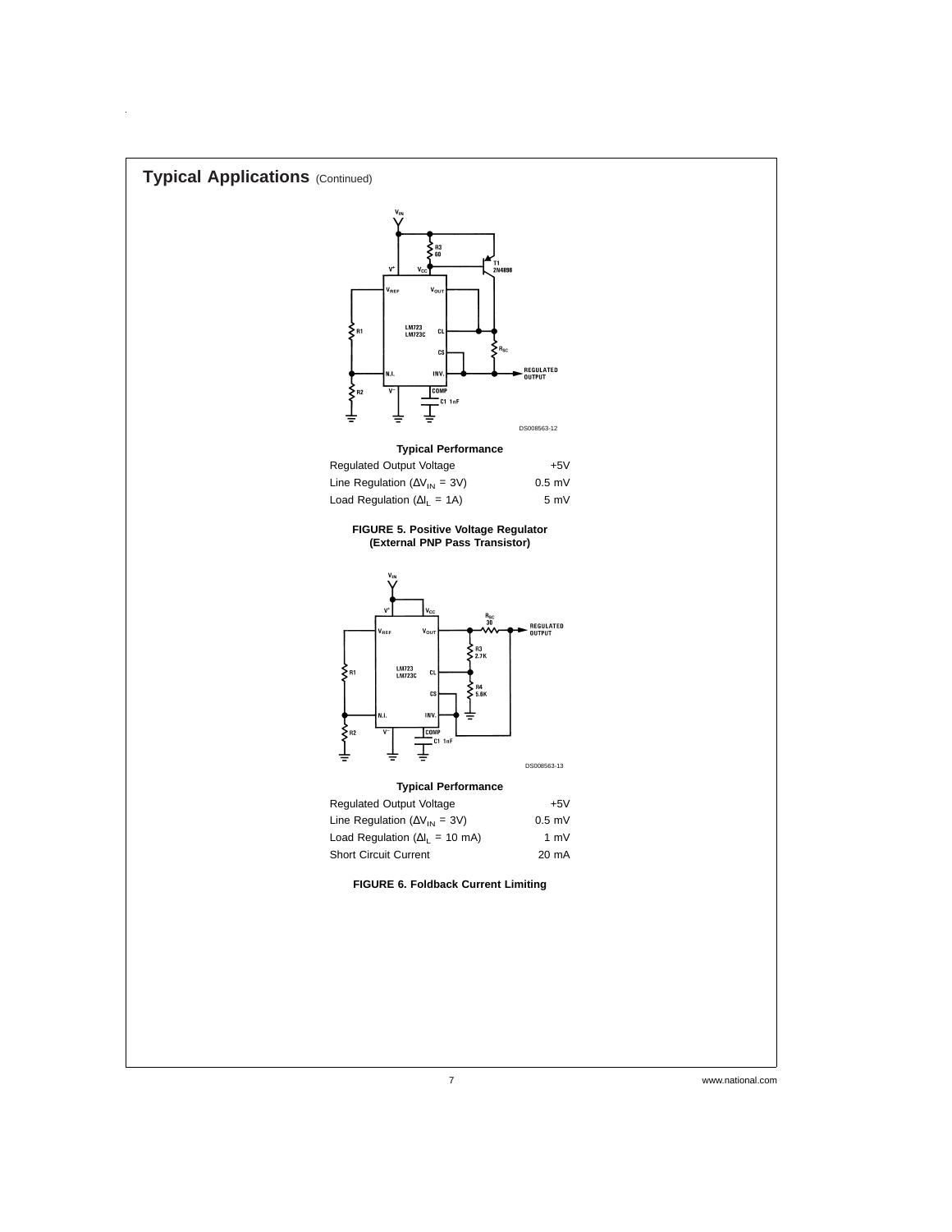## Typical Applications (Continued)

DS008563-12

**Typical Performance**

| | |
|---|---|
| Regulated Output Voltage | +5V |
| Line Regulation ($\Delta V_{IN}$ = 3V) | 0.5 mV |
| Load Regulation ($\Delta I_L$ = 1A) | 5 mV |

**FIGURE 5. Positive Voltage Regulator (External PNP Pass Transistor)**

DS008563-13

**Typical Performance**

| | |
|---|---|
| Regulated Output Voltage | +5V |
| Line Regulation ($\Delta V_{IN}$ = 3V) | 0.5 mV |
| Load Regulation ($\Delta I_L$ = 10 mA) | 1 mV |
| Short Circuit Current | 20 mA |

**FIGURE 6. Foldback Current Limiting**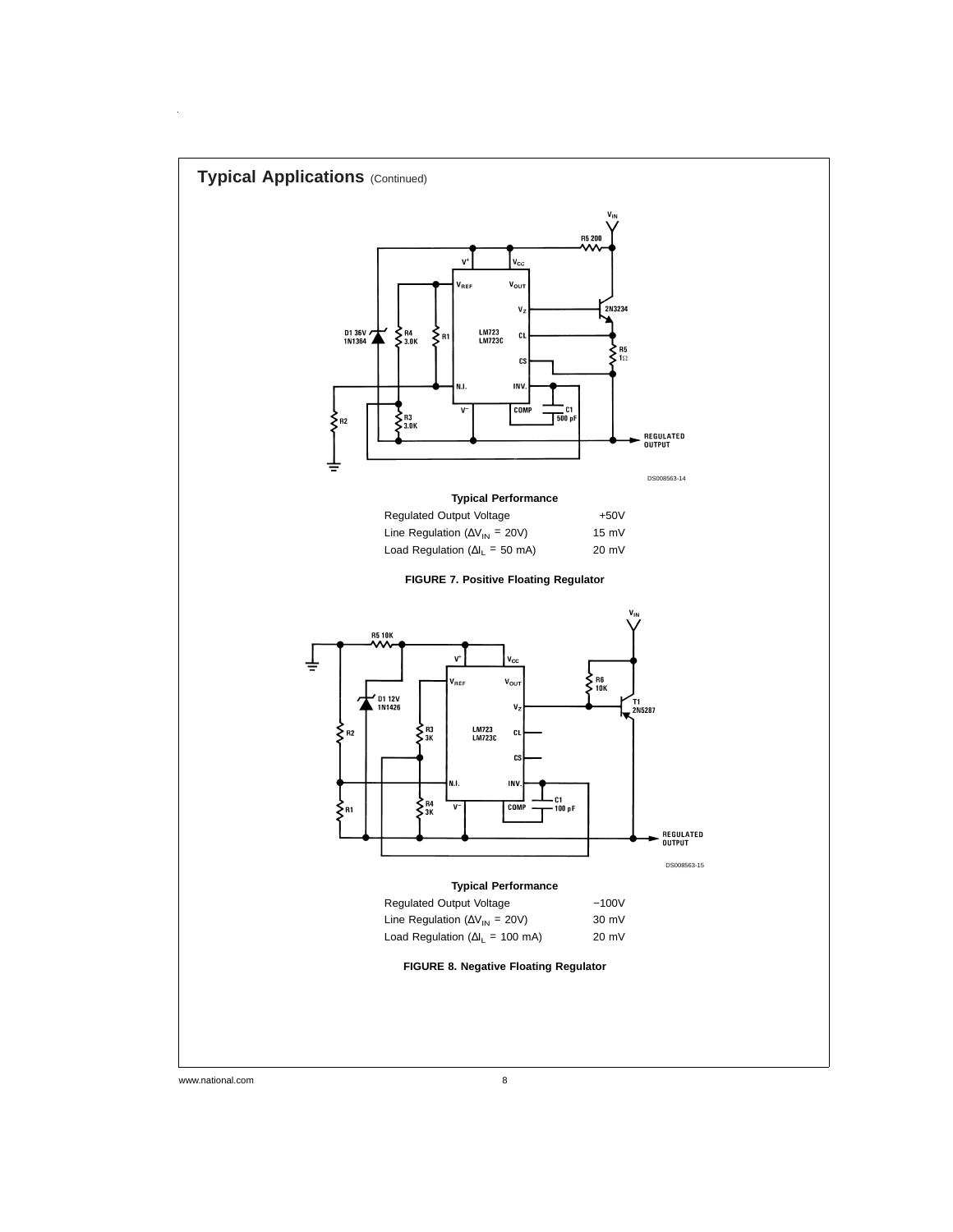## Typical Applications (Continued)

DS008563-14

**Typical Performance**

| | |
|---|---|
| Regulated Output Voltage | +50V |
| Line Regulation ($\Delta V_{IN}$ = 20V) | 15 mV |
| Load Regulation ($\Delta I_L$ = 50 mA) | 20 mV |

**FIGURE 7. Positive Floating Regulator**

DS008563-15

**Typical Performance**

| | |
|---|---|
| Regulated Output Voltage | −100V |
| Line Regulation ($\Delta V_{IN}$ = 20V) | 30 mV |
| Load Regulation ($\Delta I_L$ = 100 mA) | 20 mV |

**FIGURE 8. Negative Floating Regulator**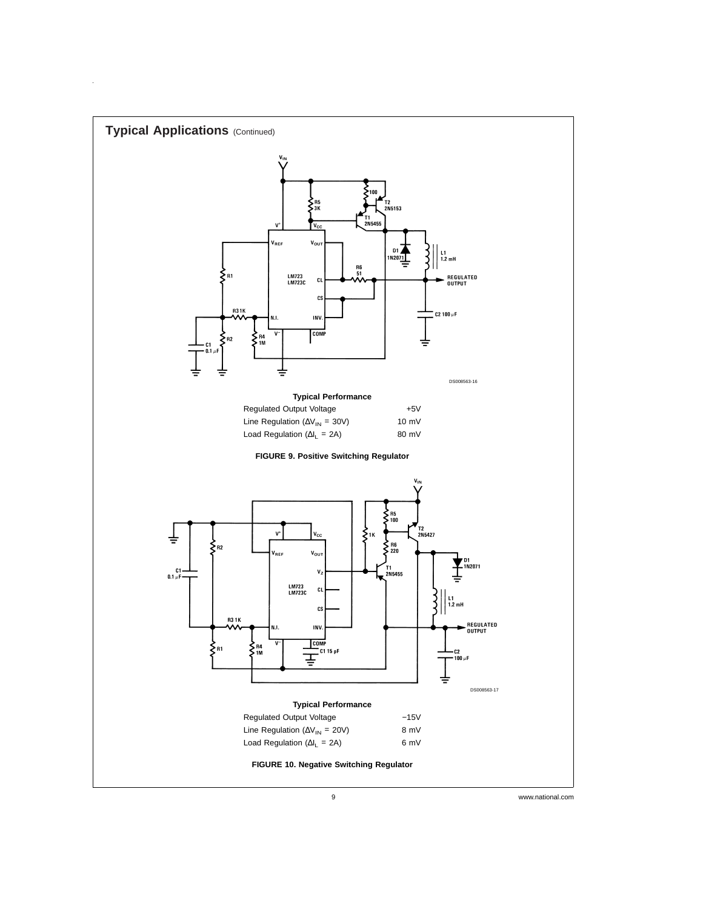## Typical Applications (Continued)

**Typical Performance**

| | |
|---|---|
| Regulated Output Voltage | +5V |
| Line Regulation ($\Delta V_{IN}$ = 30V) | 10 mV |
| Load Regulation ($\Delta I_L$ = 2A) | 80 mV |

**FIGURE 9. Positive Switching Regulator**

**Typical Performance**

| | |
|---|---|
| Regulated Output Voltage | −15V |
| Line Regulation ($\Delta V_{IN}$ = 20V) | 8 mV |
| Load Regulation ($\Delta I_L$ = 2A) | 6 mV |

**FIGURE 10. Negative Switching Regulator**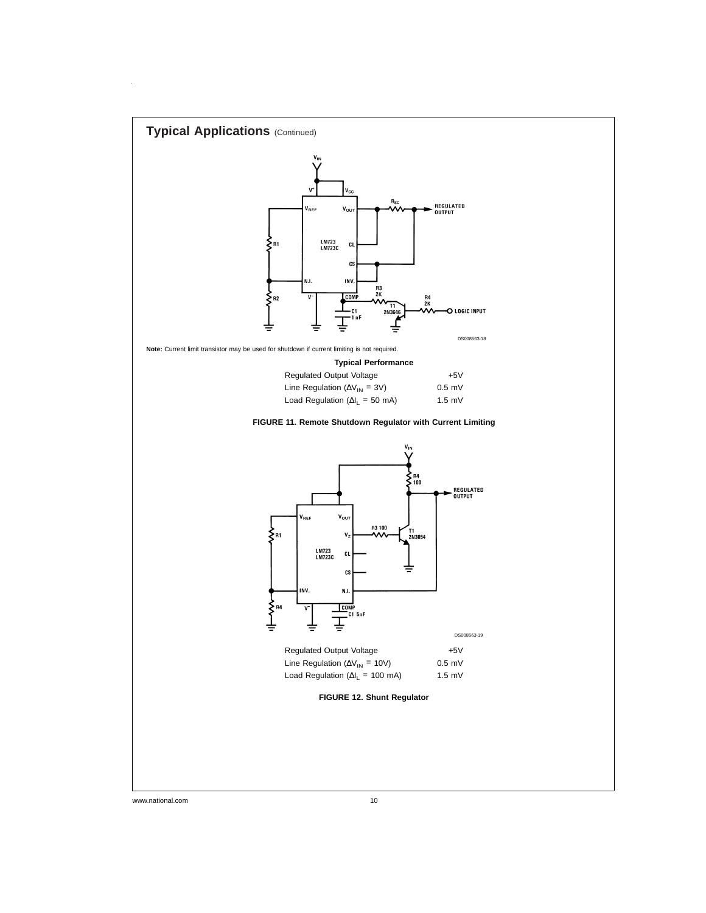## Typical Applications (Continued)

**Note:** Current limit transistor may be used for shutdown if current limiting is not required.

**Typical Performance**

| | |
|---|---|
| Regulated Output Voltage | +5V |
| Line Regulation ($\Delta V_{IN}$ = 3V) | 0.5 mV |
| Load Regulation ($\Delta I_L$ = 50 mA) | 1.5 mV |

**FIGURE 11. Remote Shutdown Regulator with Current Limiting**

| | |
|---|---|
| Regulated Output Voltage | +5V |
| Line Regulation ($\Delta V_{IN}$ = 10V) | 0.5 mV |
| Load Regulation ($\Delta I_L$ = 100 mA) | 1.5 mV |

**FIGURE 12. Shunt Regulator**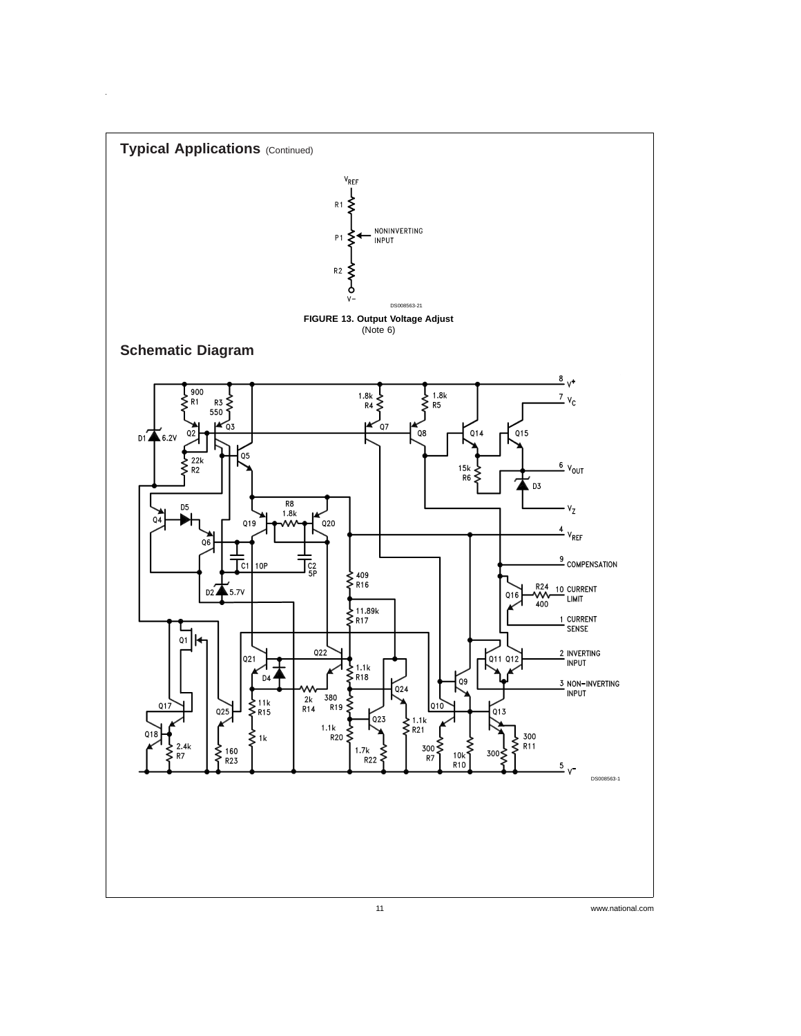## Typical Applications (Continued)

**FIGURE 13. Output Voltage Adjust**
(Note 6)

## Schematic Diagram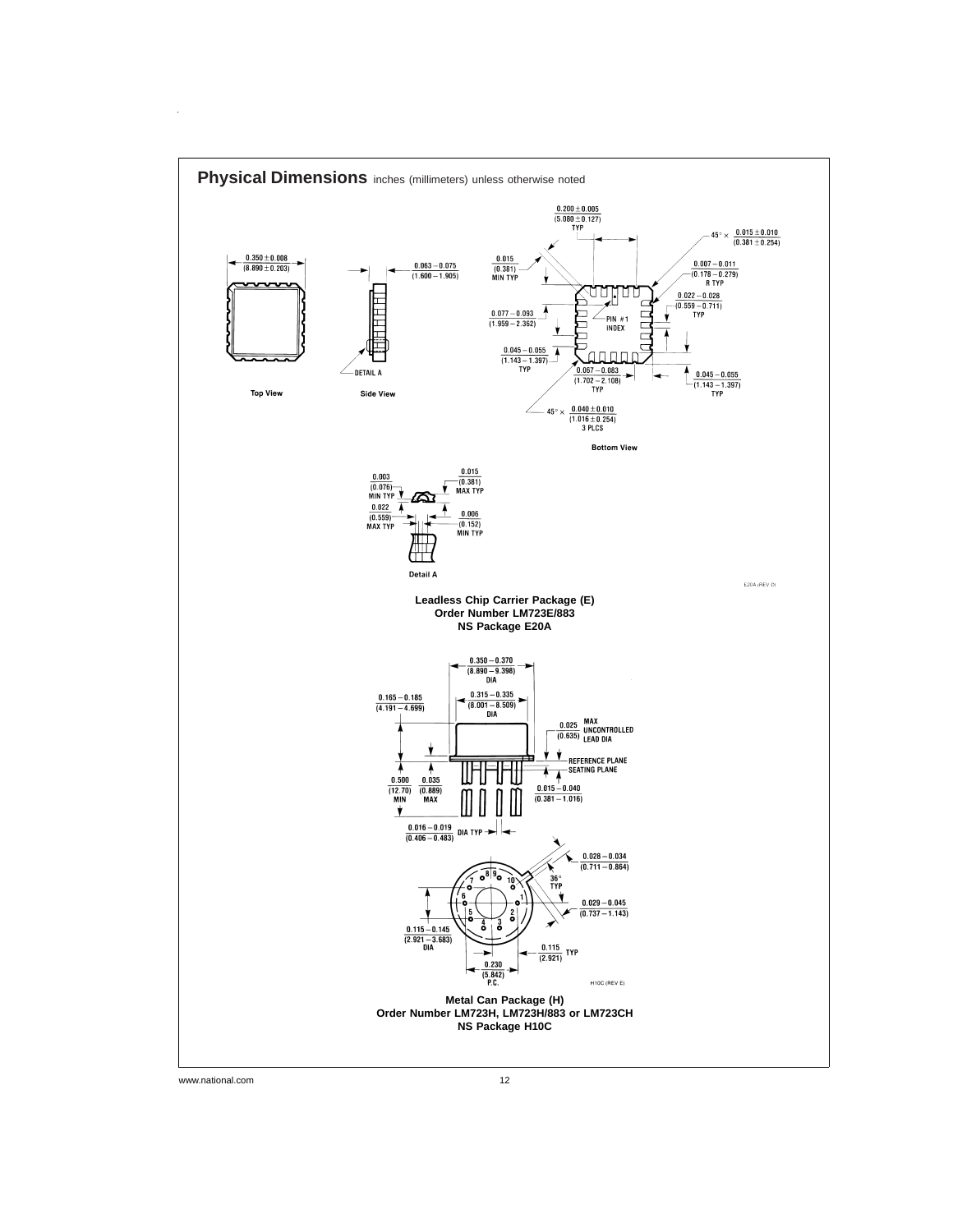## Physical Dimensions inches (millimeters) unless otherwise noted

**Leadless Chip Carrier Package (E)**
**Order Number LM723E/883**
**NS Package E20A**

**Metal Can Package (H)**
**Order Number LM723H, LM723H/883 or LM723CH**
**NS Package H10C**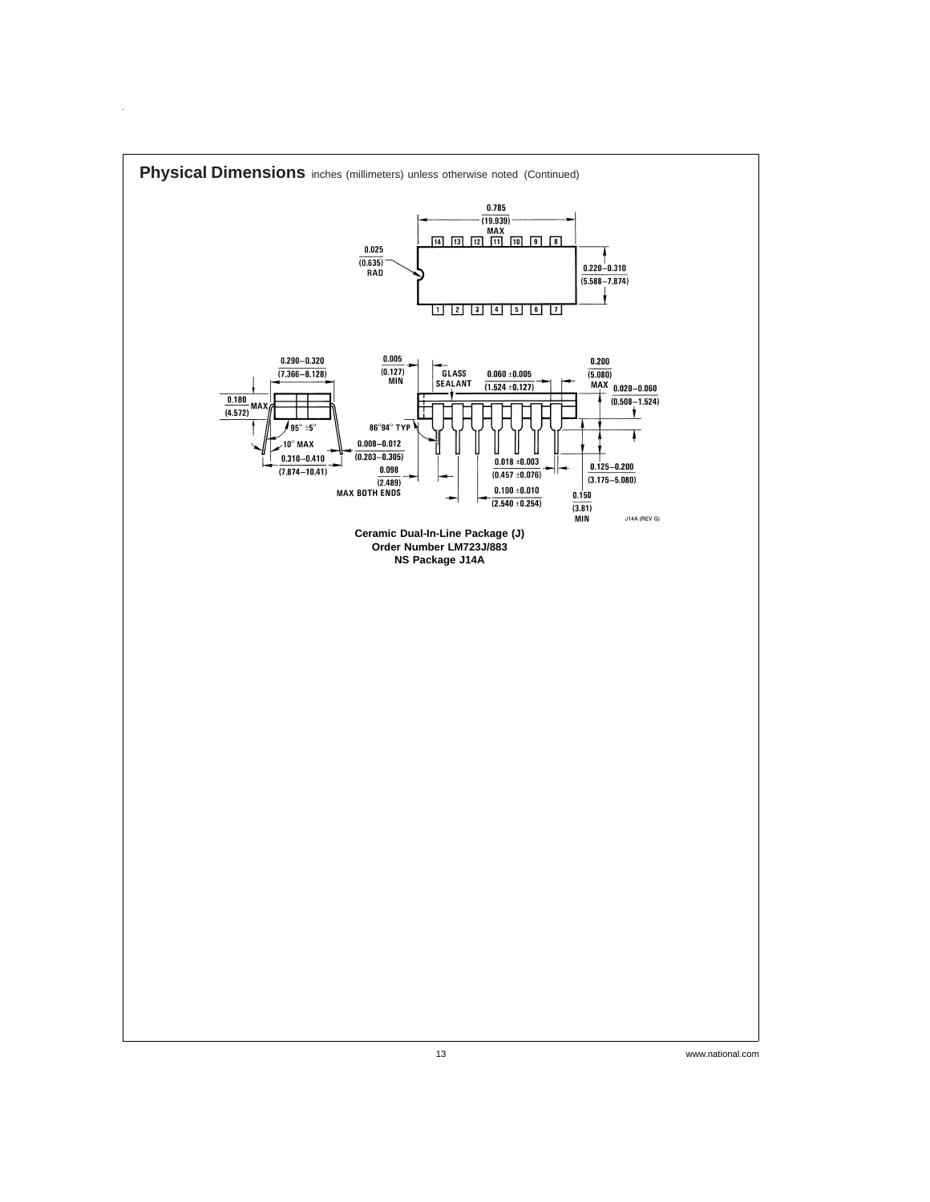## Physical Dimensions inches (millimeters) unless otherwise noted (Continued)

**Ceramic Dual-In-Line Package (J)**
**Order Number LM723J/883**
**NS Package J14A**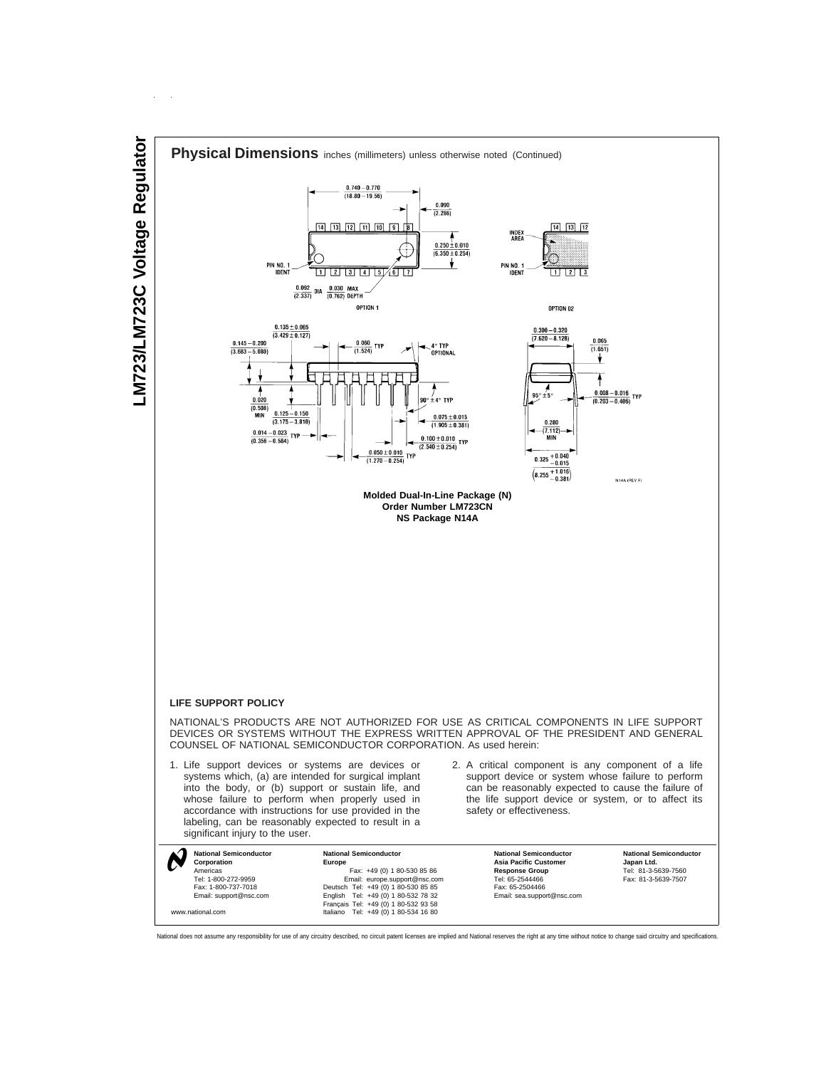## Physical Dimensions inches (millimeters) unless otherwise noted (Continued)

0.740 − 0.770
(18.80 − 19.56)

0.090
(2.286)

0.250 ± 0.010
(6.350 ± 0.254)

PIN NO. 1
IDENT

0.092 (2.337) DIA
0.030 MAX (0.762) DEPTH

OPTION 1

INDEX AREA

PIN NO. 1
IDENT

OPTION 02

0.135 ± 0.005
(3.429 ± 0.127)

0.145 − 0.200
(3.683 − 5.080)

0.060 (1.524) TYP

4° TYP OPTIONAL

0.020 (0.508) MIN

0.125 − 0.150
(3.175 − 3.810)

0.014 − 0.023 (0.356 − 0.584) TYP

90° ± 4° TYP

0.075 ± 0.015
(1.905 ± 0.381)

0.100 ± 0.010
(2.540 ± 0.254) TYP

0.050 ± 0.010
(1.270 − 0.254) TYP

0.300 − 0.320
(7.620 − 8.128)

0.065
(1.651)

95° ± 5°

0.008 − 0.016
(0.203 − 0.406) TYP

0.280
(7.112)
MIN

$0.325 {+0.040 \atop -0.015}$

$\left(8.255 {+1.016 \atop -0.381}\right)$

N14A (REV F)

**Molded Dual-In-Line Package (N)**
**Order Number LM723CN**
**NS Package N14A**

### LIFE SUPPORT POLICY

NATIONAL'S PRODUCTS ARE NOT AUTHORIZED FOR USE AS CRITICAL COMPONENTS IN LIFE SUPPORT DEVICES OR SYSTEMS WITHOUT THE EXPRESS WRITTEN APPROVAL OF THE PRESIDENT AND GENERAL COUNSEL OF NATIONAL SEMICONDUCTOR CORPORATION. As used herein:

1. Life support devices or systems are devices or systems which, (a) are intended for surgical implant into the body, or (b) support or sustain life, and whose failure to perform when properly used in accordance with instructions for use provided in the labeling, can be reasonably expected to result in a significant injury to the user.
2. A critical component is any component of a life support device or system whose failure to perform can be reasonably expected to cause the failure of the life support device or system, or to affect its safety or effectiveness.

**National Semiconductor Corporation**
Americas
Tel: 1-800-272-9959
Fax: 1-800-737-7018
Email: support@nsc.com

www.national.com

**National Semiconductor Europe**
Fax: +49 (0) 1 80-530 85 86
Email: europe.support@nsc.com
Deutsch Tel: +49 (0) 1 80-530 85 85
English Tel: +49 (0) 1 80-532 78 32
Français Tel: +49 (0) 1 80-532 93 58
Italiano Tel: +49 (0) 1 80-534 16 80

**National Semiconductor Asia Pacific Customer Response Group**
Tel: 65-2544466
Fax: 65-2504466
Email: sea.support@nsc.com

**National Semiconductor Japan Ltd.**
Tel: 81-3-5639-7560
Fax: 81-3-5639-7507

National does not assume any responsibility for use of any circuitry described, no circuit patent licenses are implied and National reserves the right at any time without notice to change said circuitry and specifications.